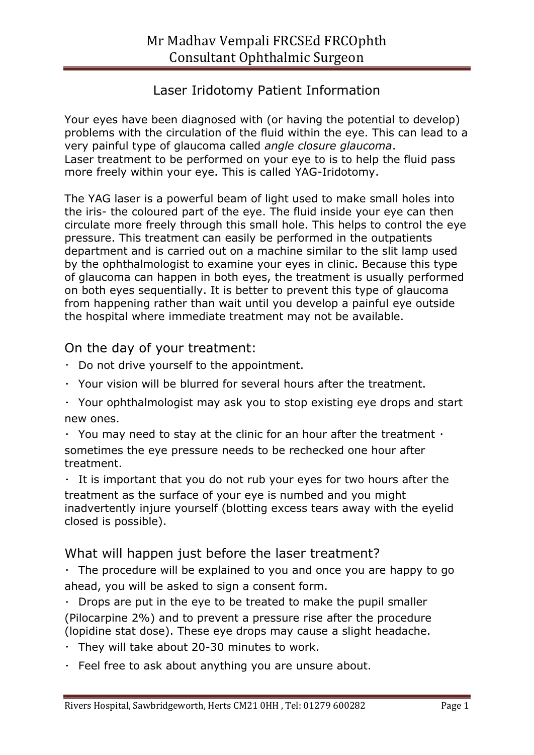# Mr Madhav Vempali FRCSEd FRCOphth
# Consultant Ophthalmic Surgeon

## Laser Iridotomy Patient Information

Your eyes have been diagnosed with (or having the potential to develop) problems with the circulation of the fluid within the eye. This can lead to a very painful type of glaucoma called *angle closure glaucoma*.
Laser treatment to be performed on your eye to is to help the fluid pass more freely within your eye. This is called YAG-Iridotomy.

The YAG laser is a powerful beam of light used to make small holes into the iris- the coloured part of the eye. The fluid inside your eye can then circulate more freely through this small hole. This helps to control the eye pressure. This treatment can easily be performed in the outpatients department and is carried out on a machine similar to the slit lamp used by the ophthalmologist to examine your eyes in clinic. Because this type of glaucoma can happen in both eyes, the treatment is usually performed on both eyes sequentially. It is better to prevent this type of glaucoma from happening rather than wait until you develop a painful eye outside the hospital where immediate treatment may not be available.

### On the day of your treatment:

- Do not drive yourself to the appointment.
- Your vision will be blurred for several hours after the treatment.
- Your ophthalmologist may ask you to stop existing eye drops and start new ones.
- You may need to stay at the clinic for an hour after the treatment · sometimes the eye pressure needs to be rechecked one hour after treatment.
- It is important that you do not rub your eyes for two hours after the treatment as the surface of your eye is numbed and you might inadvertently injure yourself (blotting excess tears away with the eyelid closed is possible).

### What will happen just before the laser treatment?

- The procedure will be explained to you and once you are happy to go ahead, you will be asked to sign a consent form.
- Drops are put in the eye to be treated to make the pupil smaller (Pilocarpine 2%) and to prevent a pressure rise after the procedure (Iopidine stat dose). These eye drops may cause a slight headache.
- They will take about 20-30 minutes to work.
- Feel free to ask about anything you are unsure about.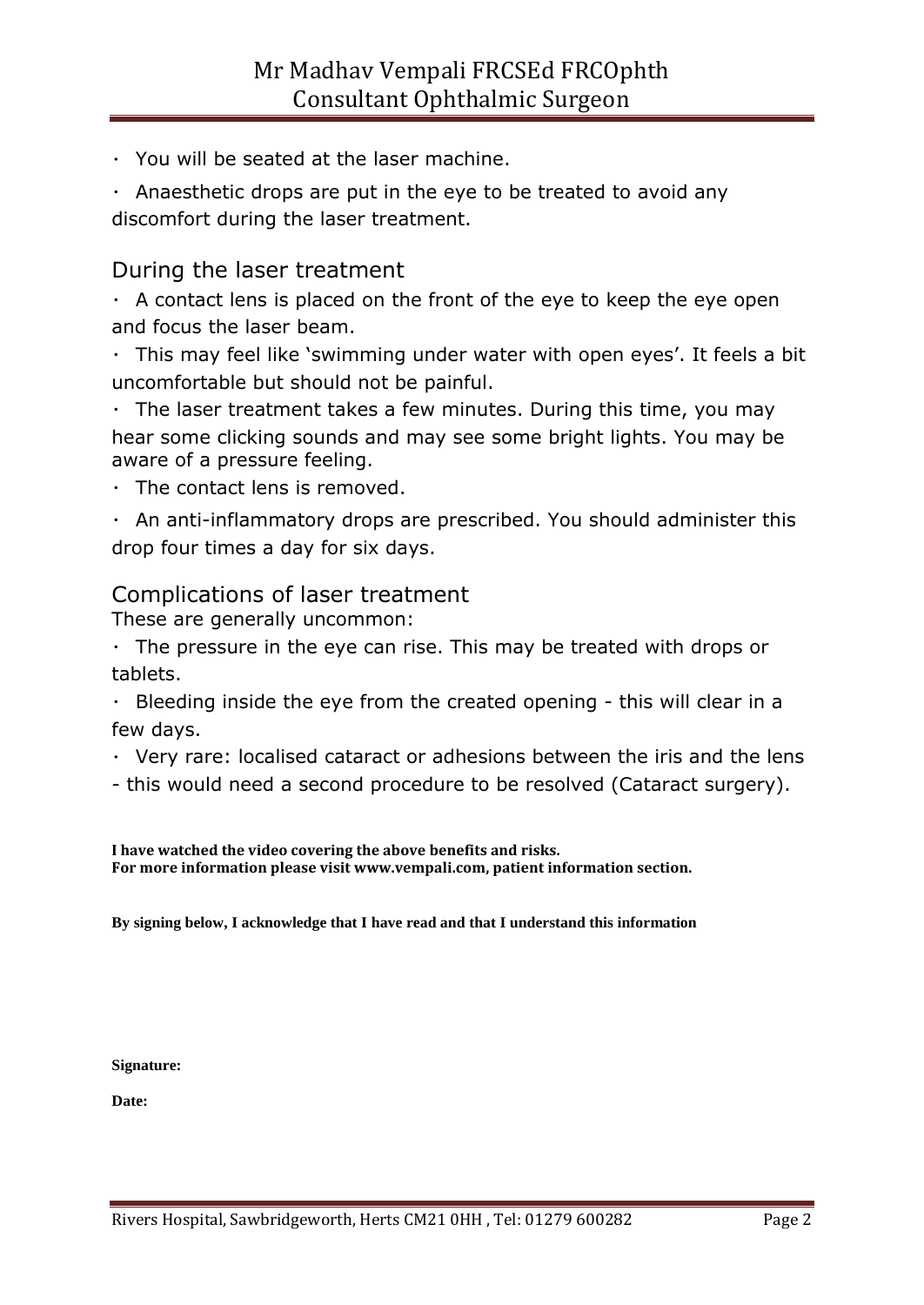- You will be seated at the laser machine.
- Anaesthetic drops are put in the eye to be treated to avoid any discomfort during the laser treatment.

## During the laser treatment

- A contact lens is placed on the front of the eye to keep the eye open and focus the laser beam.
- This may feel like 'swimming under water with open eyes'. It feels a bit uncomfortable but should not be painful.
- The laser treatment takes a few minutes. During this time, you may hear some clicking sounds and may see some bright lights. You may be aware of a pressure feeling.
- The contact lens is removed.
- An anti-inflammatory drops are prescribed. You should administer this drop four times a day for six days.

## Complications of laser treatment

These are generally uncommon:

- The pressure in the eye can rise. This may be treated with drops or tablets.
- Bleeding inside the eye from the created opening - this will clear in a few days.
- Very rare: localised cataract or adhesions between the iris and the lens - this would need a second procedure to be resolved (Cataract surgery).

**I have watched the video covering the above benefits and risks.**
**For more information please visit www.vempali.com, patient information section.**

**By signing below, I acknowledge that I have read and that I understand this information**

**Signature:**

**Date:**